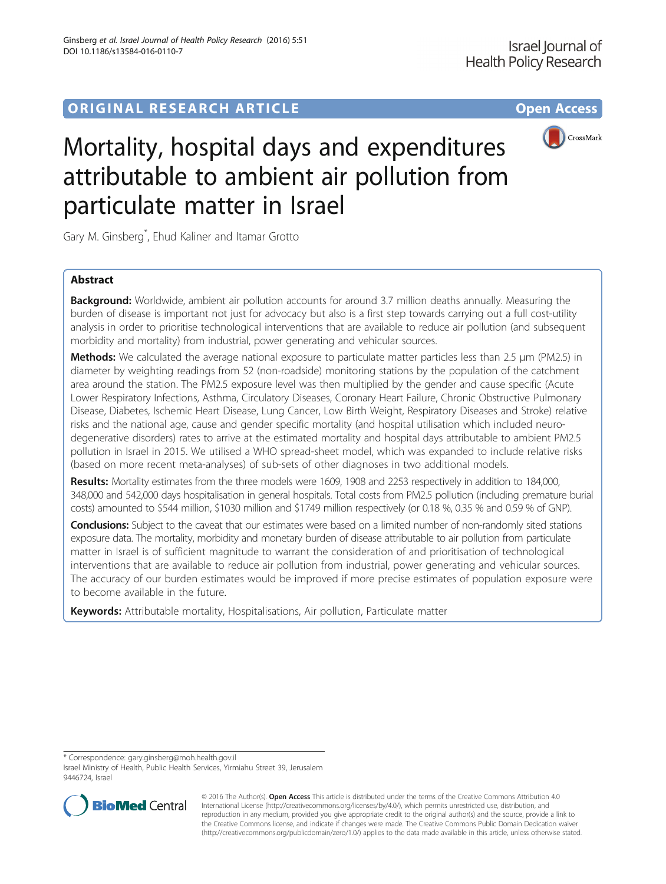ORIGINAL RESEARCH ARTICLE

Open Access

# Mortality, hospital days and expenditures attributable to ambient air pollution from particulate matter in Israel

Gary M. Ginsberg*, Ehud Kaliner and Itamar Grotto

## Abstract

**Background:** Worldwide, ambient air pollution accounts for around 3.7 million deaths annually. Measuring the burden of disease is important not just for advocacy but also is a first step towards carrying out a full cost-utility analysis in order to prioritise technological interventions that are available to reduce air pollution (and subsequent morbidity and mortality) from industrial, power generating and vehicular sources.

**Methods:** We calculated the average national exposure to particulate matter particles less than 2.5 μm (PM2.5) in diameter by weighting readings from 52 (non-roadside) monitoring stations by the population of the catchment area around the station. The PM2.5 exposure level was then multiplied by the gender and cause specific (Acute Lower Respiratory Infections, Asthma, Circulatory Diseases, Coronary Heart Failure, Chronic Obstructive Pulmonary Disease, Diabetes, Ischemic Heart Disease, Lung Cancer, Low Birth Weight, Respiratory Diseases and Stroke) relative risks and the national age, cause and gender specific mortality (and hospital utilisation which included neuro-degenerative disorders) rates to arrive at the estimated mortality and hospital days attributable to ambient PM2.5 pollution in Israel in 2015. We utilised a WHO spread-sheet model, which was expanded to include relative risks (based on more recent meta-analyses) of sub-sets of other diagnoses in two additional models.

**Results:** Mortality estimates from the three models were 1609, 1908 and 2253 respectively in addition to 184,000, 348,000 and 542,000 days hospitalisation in general hospitals. Total costs from PM2.5 pollution (including premature burial costs) amounted to $544 million, $1030 million and $1749 million respectively (or 0.18 %, 0.35 % and 0.59 % of GNP).

**Conclusions:** Subject to the caveat that our estimates were based on a limited number of non-randomly sited stations exposure data. The mortality, morbidity and monetary burden of disease attributable to air pollution from particulate matter in Israel is of sufficient magnitude to warrant the consideration of and prioritisation of technological interventions that are available to reduce air pollution from industrial, power generating and vehicular sources. The accuracy of our burden estimates would be improved if more precise estimates of population exposure were to become available in the future.

**Keywords:** Attributable mortality, Hospitalisations, Air pollution, Particulate matter

\* Correspondence: gary.ginsberg@moh.health.gov.il
Israel Ministry of Health, Public Health Services, Yirmiahu Street 39, Jerusalem 9446724, Israel

© 2016 The Author(s). **Open Access** This article is distributed under the terms of the Creative Commons Attribution 4.0 International License (http://creativecommons.org/licenses/by/4.0/), which permits unrestricted use, distribution, and reproduction in any medium, provided you give appropriate credit to the original author(s) and the source, provide a link to the Creative Commons license, and indicate if changes were made. The Creative Commons Public Domain Dedication waiver (http://creativecommons.org/publicdomain/zero/1.0/) applies to the data made available in this article, unless otherwise stated.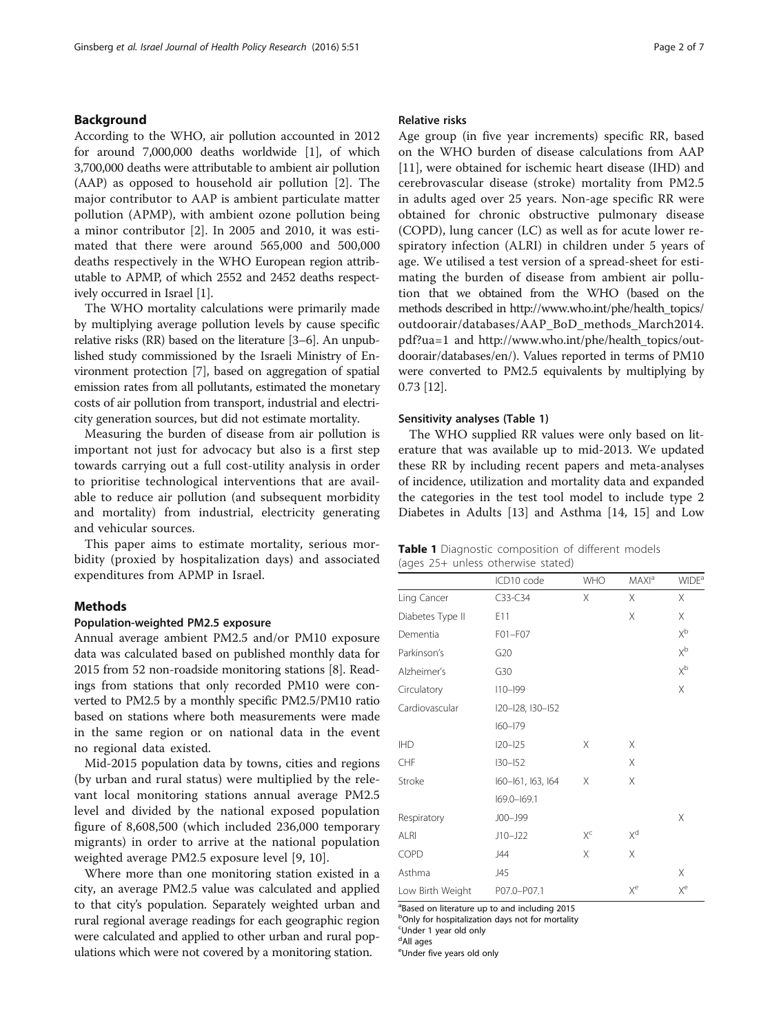## Background

According to the WHO, air pollution accounted in 2012 for around 7,000,000 deaths worldwide [1], of which 3,700,000 deaths were attributable to ambient air pollution (AAP) as opposed to household air pollution [2]. The major contributor to AAP is ambient particulate matter pollution (APMP), with ambient ozone pollution being a minor contributor [2]. In 2005 and 2010, it was estimated that there were around 565,000 and 500,000 deaths respectively in the WHO European region attributable to APMP, of which 2552 and 2452 deaths respectively occurred in Israel [1].

The WHO mortality calculations were primarily made by multiplying average pollution levels by cause specific relative risks (RR) based on the literature [3–6]. An unpublished study commissioned by the Israeli Ministry of Environment protection [7], based on aggregation of spatial emission rates from all pollutants, estimated the monetary costs of air pollution from transport, industrial and electricity generation sources, but did not estimate mortality.

Measuring the burden of disease from air pollution is important not just for advocacy but also is a first step towards carrying out a full cost-utility analysis in order to prioritise technological interventions that are available to reduce air pollution (and subsequent morbidity and mortality) from industrial, electricity generating and vehicular sources.

This paper aims to estimate mortality, serious morbidity (proxied by hospitalization days) and associated expenditures from APMP in Israel.

## Methods

### Population-weighted PM2.5 exposure

Annual average ambient PM2.5 and/or PM10 exposure data was calculated based on published monthly data for 2015 from 52 non-roadside monitoring stations [8]. Readings from stations that only recorded PM10 were converted to PM2.5 by a monthly specific PM2.5/PM10 ratio based on stations where both measurements were made in the same region or on national data in the event no regional data existed.

Mid-2015 population data by towns, cities and regions (by urban and rural status) were multiplied by the relevant local monitoring stations annual average PM2.5 level and divided by the national exposed population figure of 8,608,500 (which included 236,000 temporary migrants) in order to arrive at the national population weighted average PM2.5 exposure level [9, 10].

Where more than one monitoring station existed in a city, an average PM2.5 value was calculated and applied to that city's population. Separately weighted urban and rural regional average readings for each geographic region were calculated and applied to other urban and rural populations which were not covered by a monitoring station.

### Relative risks

Age group (in five year increments) specific RR, based on the WHO burden of disease calculations from AAP [11], were obtained for ischemic heart disease (IHD) and cerebrovascular disease (stroke) mortality from PM2.5 in adults aged over 25 years. Non-age specific RR were obtained for chronic obstructive pulmonary disease (COPD), lung cancer (LC) as well as for acute lower respiratory infection (ALRI) in children under 5 years of age. We utilised a test version of a spread-sheet for estimating the burden of disease from ambient air pollution that we obtained from the WHO (based on the methods described in http://www.who.int/phe/health_topics/outdoorair/databases/AAP_BoD_methods_March2014.pdf?ua=1 and http://www.who.int/phe/health_topics/outdoorair/databases/en/). Values reported in terms of PM10 were converted to PM2.5 equivalents by multiplying by 0.73 [12].

### Sensitivity analyses (Table 1)

The WHO supplied RR values were only based on literature that was available up to mid-2013. We updated these RR by including recent papers and meta-analyses of incidence, utilization and mortality data and expanded the categories in the test tool model to include type 2 Diabetes in Adults [13] and Asthma [14, 15] and Low

**Table 1** Diagnostic composition of different models (ages 25+ unless otherwise stated)

| | ICD10 code | WHO | MAXI[a] | WIDE[a] |
|---|---|---|---|---|
| Ling Cancer | C33-C34 | X | X | X |
| Diabetes Type II | E11 | | X | X |
| Dementia | F01–F07 | | | X[b] |
| Parkinson's | G20 | | | X[b] |
| Alzheimer's | G30 | | | X[b] |
| Circulatory | I10–I99 | | | X |
| Cardiovascular | I20–I28, I30–I52 I60–I79 | | | |
| IHD | I20–I25 | X | X | |
| CHF | I30–I52 | | X | |
| Stroke | I60–I61, I63, I64 I69.0–I69.1 | X | X | |
| Respiratory | J00–J99 | | | X |
| ALRI | J10–J22 | X[c] | X[d] | |
| COPD | J44 | X | X | |
| Asthma | J45 | | | X |
| Low Birth Weight | P07.0–P07.1 | | X[e] | X[e] |

[a]Based on literature up to and including 2015
[b]Only for hospitalization days not for mortality
[c]Under 1 year old only
[d]All ages
[e]Under five years old only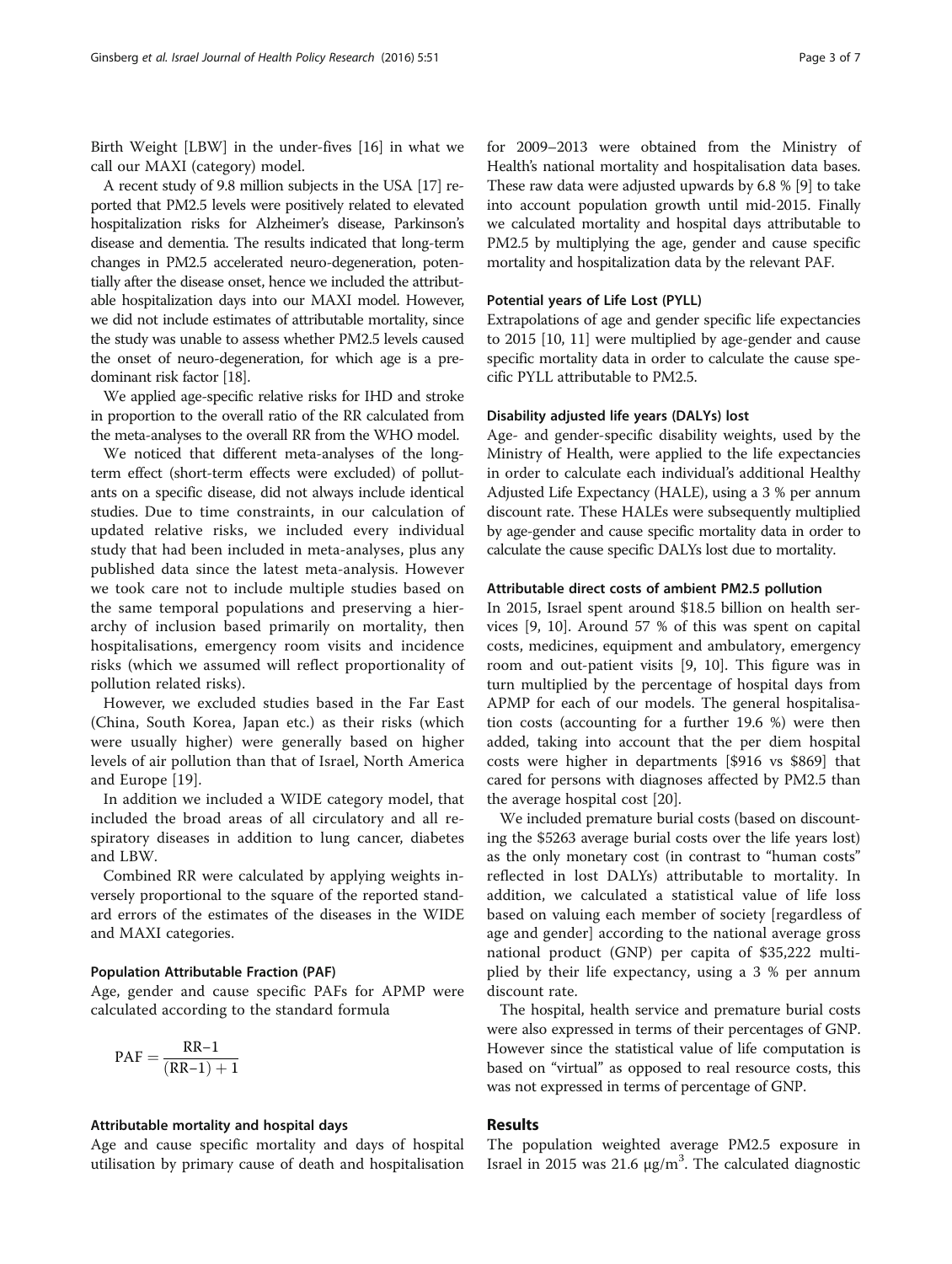Birth Weight [LBW] in the under-fives [16] in what we call our MAXI (category) model.

A recent study of 9.8 million subjects in the USA [17] reported that PM2.5 levels were positively related to elevated hospitalization risks for Alzheimer's disease, Parkinson's disease and dementia. The results indicated that long-term changes in PM2.5 accelerated neuro-degeneration, potentially after the disease onset, hence we included the attributable hospitalization days into our MAXI model. However, we did not include estimates of attributable mortality, since the study was unable to assess whether PM2.5 levels caused the onset of neuro-degeneration, for which age is a predominant risk factor [18].

We applied age-specific relative risks for IHD and stroke in proportion to the overall ratio of the RR calculated from the meta-analyses to the overall RR from the WHO model.

We noticed that different meta-analyses of the long-term effect (short-term effects were excluded) of pollutants on a specific disease, did not always include identical studies. Due to time constraints, in our calculation of updated relative risks, we included every individual study that had been included in meta-analyses, plus any published data since the latest meta-analysis. However we took care not to include multiple studies based on the same temporal populations and preserving a hierarchy of inclusion based primarily on mortality, then hospitalisations, emergency room visits and incidence risks (which we assumed will reflect proportionality of pollution related risks).

However, we excluded studies based in the Far East (China, South Korea, Japan etc.) as their risks (which were usually higher) were generally based on higher levels of air pollution than that of Israel, North America and Europe [19].

In addition we included a WIDE category model, that included the broad areas of all circulatory and all respiratory diseases in addition to lung cancer, diabetes and LBW.

Combined RR were calculated by applying weights inversely proportional to the square of the reported standard errors of the estimates of the diseases in the WIDE and MAXI categories.

#### Population Attributable Fraction (PAF)

Age, gender and cause specific PAFs for APMP were calculated according to the standard formula

$$\mathrm{PAF} = \frac{\mathrm{RR}-1}{(\mathrm{RR}-1)+1}$$

#### Attributable mortality and hospital days

Age and cause specific mortality and days of hospital utilisation by primary cause of death and hospitalisation for 2009–2013 were obtained from the Ministry of Health's national mortality and hospitalisation data bases. These raw data were adjusted upwards by 6.8 % [9] to take into account population growth until mid-2015. Finally we calculated mortality and hospital days attributable to PM2.5 by multiplying the age, gender and cause specific mortality and hospitalization data by the relevant PAF.

#### Potential years of Life Lost (PYLL)

Extrapolations of age and gender specific life expectancies to 2015 [10, 11] were multiplied by age-gender and cause specific mortality data in order to calculate the cause specific PYLL attributable to PM2.5.

#### Disability adjusted life years (DALYs) lost

Age- and gender-specific disability weights, used by the Ministry of Health, were applied to the life expectancies in order to calculate each individual's additional Healthy Adjusted Life Expectancy (HALE), using a 3 % per annum discount rate. These HALEs were subsequently multiplied by age-gender and cause specific mortality data in order to calculate the cause specific DALYs lost due to mortality.

#### Attributable direct costs of ambient PM2.5 pollution

In 2015, Israel spent around $18.5 billion on health services [9, 10]. Around 57 % of this was spent on capital costs, medicines, equipment and ambulatory, emergency room and out-patient visits [9, 10]. This figure was in turn multiplied by the percentage of hospital days from APMP for each of our models. The general hospitalisation costs (accounting for a further 19.6 %) were then added, taking into account that the per diem hospital costs were higher in departments [$916 vs $869] that cared for persons with diagnoses affected by PM2.5 than the average hospital cost [20].

We included premature burial costs (based on discounting the $5263 average burial costs over the life years lost) as the only monetary cost (in contrast to "human costs" reflected in lost DALYs) attributable to mortality. In addition, we calculated a statistical value of life loss based on valuing each member of society [regardless of age and gender] according to the national average gross national product (GNP) per capita of $35,222 multiplied by their life expectancy, using a 3 % per annum discount rate.

The hospital, health service and premature burial costs were also expressed in terms of their percentages of GNP. However since the statistical value of life computation is based on "virtual" as opposed to real resource costs, this was not expressed in terms of percentage of GNP.

## Results

The population weighted average PM2.5 exposure in Israel in 2015 was 21.6 μg/m$^3$. The calculated diagnostic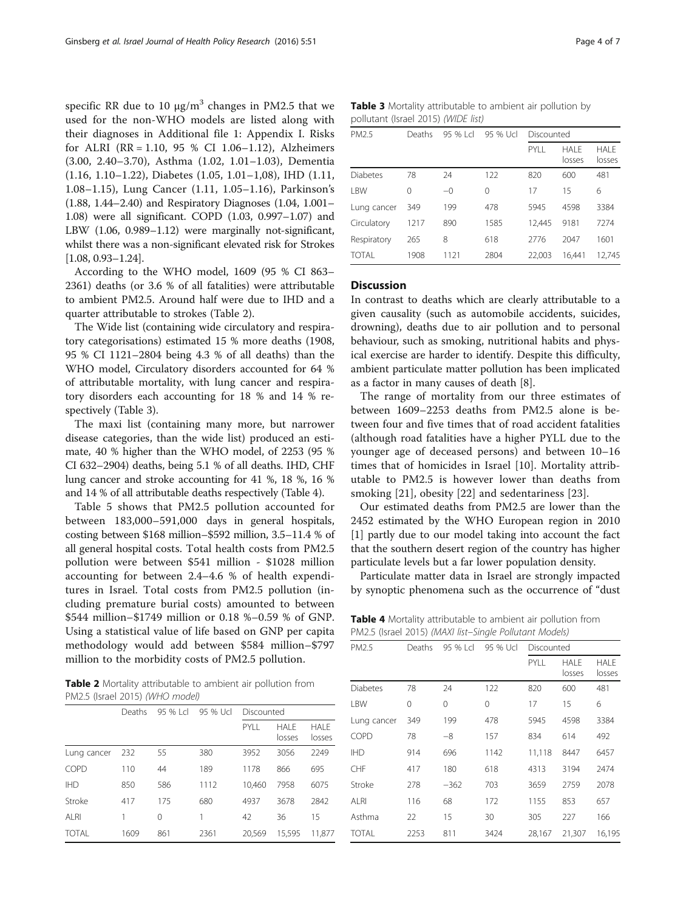specific RR due to 10 μg/$m^3$ changes in PM2.5 that we used for the non-WHO models are listed along with their diagnoses in Additional file 1: Appendix I. Risks for ALRI (RR = 1.10, 95 % CI 1.06–1.12), Alzheimers (3.00, 2.40–3.70), Asthma (1.02, 1.01–1.03), Dementia (1.16, 1.10–1.22), Diabetes (1.05, 1.01–1,08), IHD (1.11, 1.08–1.15), Lung Cancer (1.11, 1.05–1.16), Parkinson's (1.88, 1.44–2.40) and Respiratory Diagnoses (1.04, 1.001–1.08) were all significant. COPD (1.03, 0.997–1.07) and LBW (1.06, 0.989–1.12) were marginally not-significant, whilst there was a non-significant elevated risk for Strokes [1.08, 0.93–1.24].

According to the WHO model, 1609 (95 % CI 863–2361) deaths (or 3.6 % of all fatalities) were attributable to ambient PM2.5. Around half were due to IHD and a quarter attributable to strokes (Table 2).

The Wide list (containing wide circulatory and respiratory categorisations) estimated 15 % more deaths (1908, 95 % CI 1121–2804 being 4.3 % of all deaths) than the WHO model, Circulatory disorders accounted for 64 % of attributable mortality, with lung cancer and respiratory disorders each accounting for 18 % and 14 % respectively (Table 3).

The maxi list (containing many more, but narrower disease categories, than the wide list) produced an estimate, 40 % higher than the WHO model, of 2253 (95 % CI 632–2904) deaths, being 5.1 % of all deaths. IHD, CHF lung cancer and stroke accounting for 41 %, 18 %, 16 % and 14 % of all attributable deaths respectively (Table 4).

Table 5 shows that PM2.5 pollution accounted for between 183,000–591,000 days in general hospitals, costing between \$168 million–\$592 million, 3.5–11.4 % of all general hospital costs. Total health costs from PM2.5 pollution were between \$541 million - \$1028 million accounting for between 2.4–4.6 % of health expenditures in Israel. Total costs from PM2.5 pollution (including premature burial costs) amounted to between \$544 million–\$1749 million or 0.18 %–0.59 % of GNP. Using a statistical value of life based on GNP per capita methodology would add between \$584 million–\$797 million to the morbidity costs of PM2.5 pollution.

**Table 2** Mortality attributable to ambient air pollution from PM2.5 (Israel 2015) *(WHO model)*

| | Deaths | 95 % Lcl | 95 % Ucl | Discounted | | |
|---|---|---|---|---|---|---|
| | | | | PYLL | HALE losses | HALE losses |
| Lung cancer | 232 | 55 | 380 | 3952 | 3056 | 2249 |
| COPD | 110 | 44 | 189 | 1178 | 866 | 695 |
| IHD | 850 | 586 | 1112 | 10,460 | 7958 | 6075 |
| Stroke | 417 | 175 | 680 | 4937 | 3678 | 2842 |
| ALRI | 1 | 0 | 1 | 42 | 36 | 15 |
| TOTAL | 1609 | 861 | 2361 | 20,569 | 15,595 | 11,877 |

**Table 3** Mortality attributable to ambient air pollution by pollutant (Israel 2015) *(WIDE list)*

| PM2.5 | Deaths | 95 % Lcl | 95 % Ucl | Discounted | | |
|---|---|---|---|---|---|---|
| | | | | PYLL | HALE losses | HALE losses |
| Diabetes | 78 | 24 | 122 | 820 | 600 | 481 |
| LBW | 0 | −0 | 0 | 17 | 15 | 6 |
| Lung cancer | 349 | 199 | 478 | 5945 | 4598 | 3384 |
| Circulatory | 1217 | 890 | 1585 | 12,445 | 9181 | 7274 |
| Respiratory | 265 | 8 | 618 | 2776 | 2047 | 1601 |
| TOTAL | 1908 | 1121 | 2804 | 22,003 | 16,441 | 12,745 |

## Discussion

In contrast to deaths which are clearly attributable to a given causality (such as automobile accidents, suicides, drowning), deaths due to air pollution and to personal behaviour, such as smoking, nutritional habits and physical exercise are harder to identify. Despite this difficulty, ambient particulate matter pollution has been implicated as a factor in many causes of death [8].

The range of mortality from our three estimates of between 1609–2253 deaths from PM2.5 alone is between four and five times that of road accident fatalities (although road fatalities have a higher PYLL due to the younger age of deceased persons) and between 10–16 times that of homicides in Israel [10]. Mortality attributable to PM2.5 is however lower than deaths from smoking [21], obesity [22] and sedentariness [23].

Our estimated deaths from PM2.5 are lower than the 2452 estimated by the WHO European region in 2010 [1] partly due to our model taking into account the fact that the southern desert region of the country has higher particulate levels but a far lower population density.

Particulate matter data in Israel are strongly impacted by synoptic phenomena such as the occurrence of "dust

**Table 4** Mortality attributable to ambient air pollution from PM2.5 (Israel 2015) *(MAXI list–Single Pollutant Models)*

| PM2.5 | Deaths | 95 % Lcl | 95 % Ucl | Discounted | | |
|---|---|---|---|---|---|---|
| | | | | PYLL | HALE losses | HALE losses |
| Diabetes | 78 | 24 | 122 | 820 | 600 | 481 |
| LBW | 0 | 0 | 0 | 17 | 15 | 6 |
| Lung cancer | 349 | 199 | 478 | 5945 | 4598 | 3384 |
| COPD | 78 | −8 | 157 | 834 | 614 | 492 |
| IHD | 914 | 696 | 1142 | 11,118 | 8447 | 6457 |
| CHF | 417 | 180 | 618 | 4313 | 3194 | 2474 |
| Stroke | 278 | −362 | 703 | 3659 | 2759 | 2078 |
| ALRI | 116 | 68 | 172 | 1155 | 853 | 657 |
| Asthma | 22 | 15 | 30 | 305 | 227 | 166 |
| TOTAL | 2253 | 811 | 3424 | 28,167 | 21,307 | 16,195 |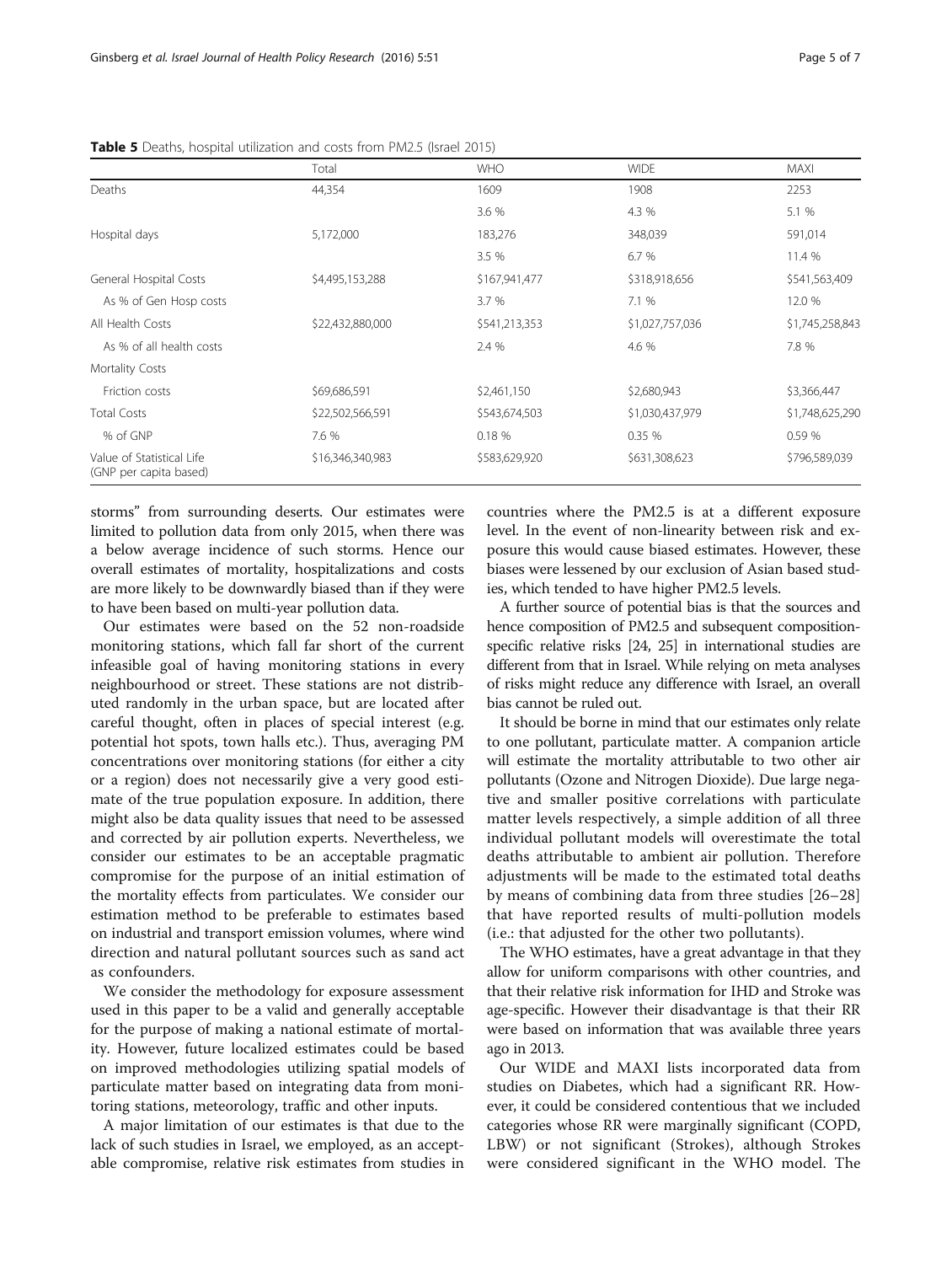**Table 5** Deaths, hospital utilization and costs from PM2.5 (Israel 2015)

| | Total | WHO | WIDE | MAXI |
|---|---|---|---|---|
| Deaths | 44,354 | 1609 | 1908 | 2253 |
| | | 3.6 % | 4.3 % | 5.1 % |
| Hospital days | 5,172,000 | 183,276 | 348,039 | 591,014 |
| | | 3.5 % | 6.7 % | 11.4 % |
| General Hospital Costs | $4,495,153,288 | $167,941,477 | $318,918,656 | $541,563,409 |
| As % of Gen Hosp costs | | 3.7 % | 7.1 % | 12.0 % |
| All Health Costs | $22,432,880,000 | $541,213,353 | $1,027,757,036 | $1,745,258,843 |
| As % of all health costs | | 2.4 % | 4.6 % | 7.8 % |
| Mortality Costs | | | | |
| Friction costs | $69,686,591 | $2,461,150 | $2,680,943 | $3,366,447 |
| Total Costs | $22,502,566,591 | $543,674,503 | $1,030,437,979 | $1,748,625,290 |
| % of GNP | 7.6 % | 0.18 % | 0.35 % | 0.59 % |
| Value of Statistical Life (GNP per capita based) | $16,346,340,983 | $583,629,920 | $631,308,623 | $796,589,039 |

storms" from surrounding deserts. Our estimates were limited to pollution data from only 2015, when there was a below average incidence of such storms. Hence our overall estimates of mortality, hospitalizations and costs are more likely to be downwardly biased than if they were to have been based on multi-year pollution data.

Our estimates were based on the 52 non-roadside monitoring stations, which fall far short of the current infeasible goal of having monitoring stations in every neighbourhood or street. These stations are not distributed randomly in the urban space, but are located after careful thought, often in places of special interest (e.g. potential hot spots, town halls etc.). Thus, averaging PM concentrations over monitoring stations (for either a city or a region) does not necessarily give a very good estimate of the true population exposure. In addition, there might also be data quality issues that need to be assessed and corrected by air pollution experts. Nevertheless, we consider our estimates to be an acceptable pragmatic compromise for the purpose of an initial estimation of the mortality effects from particulates. We consider our estimation method to be preferable to estimates based on industrial and transport emission volumes, where wind direction and natural pollutant sources such as sand act as confounders.

We consider the methodology for exposure assessment used in this paper to be a valid and generally acceptable for the purpose of making a national estimate of mortality. However, future localized estimates could be based on improved methodologies utilizing spatial models of particulate matter based on integrating data from monitoring stations, meteorology, traffic and other inputs.

A major limitation of our estimates is that due to the lack of such studies in Israel, we employed, as an acceptable compromise, relative risk estimates from studies in countries where the PM2.5 is at a different exposure level. In the event of non-linearity between risk and exposure this would cause biased estimates. However, these biases were lessened by our exclusion of Asian based studies, which tended to have higher PM2.5 levels.

A further source of potential bias is that the sources and hence composition of PM2.5 and subsequent composition-specific relative risks [24, 25] in international studies are different from that in Israel. While relying on meta analyses of risks might reduce any difference with Israel, an overall bias cannot be ruled out.

It should be borne in mind that our estimates only relate to one pollutant, particulate matter. A companion article will estimate the mortality attributable to two other air pollutants (Ozone and Nitrogen Dioxide). Due large negative and smaller positive correlations with particulate matter levels respectively, a simple addition of all three individual pollutant models will overestimate the total deaths attributable to ambient air pollution. Therefore adjustments will be made to the estimated total deaths by means of combining data from three studies [26–28] that have reported results of multi-pollution models (i.e.: that adjusted for the other two pollutants).

The WHO estimates, have a great advantage in that they allow for uniform comparisons with other countries, and that their relative risk information for IHD and Stroke was age-specific. However their disadvantage is that their RR were based on information that was available three years ago in 2013.

Our WIDE and MAXI lists incorporated data from studies on Diabetes, which had a significant RR. However, it could be considered contentious that we included categories whose RR were marginally significant (COPD, LBW) or not significant (Strokes), although Strokes were considered significant in the WHO model. The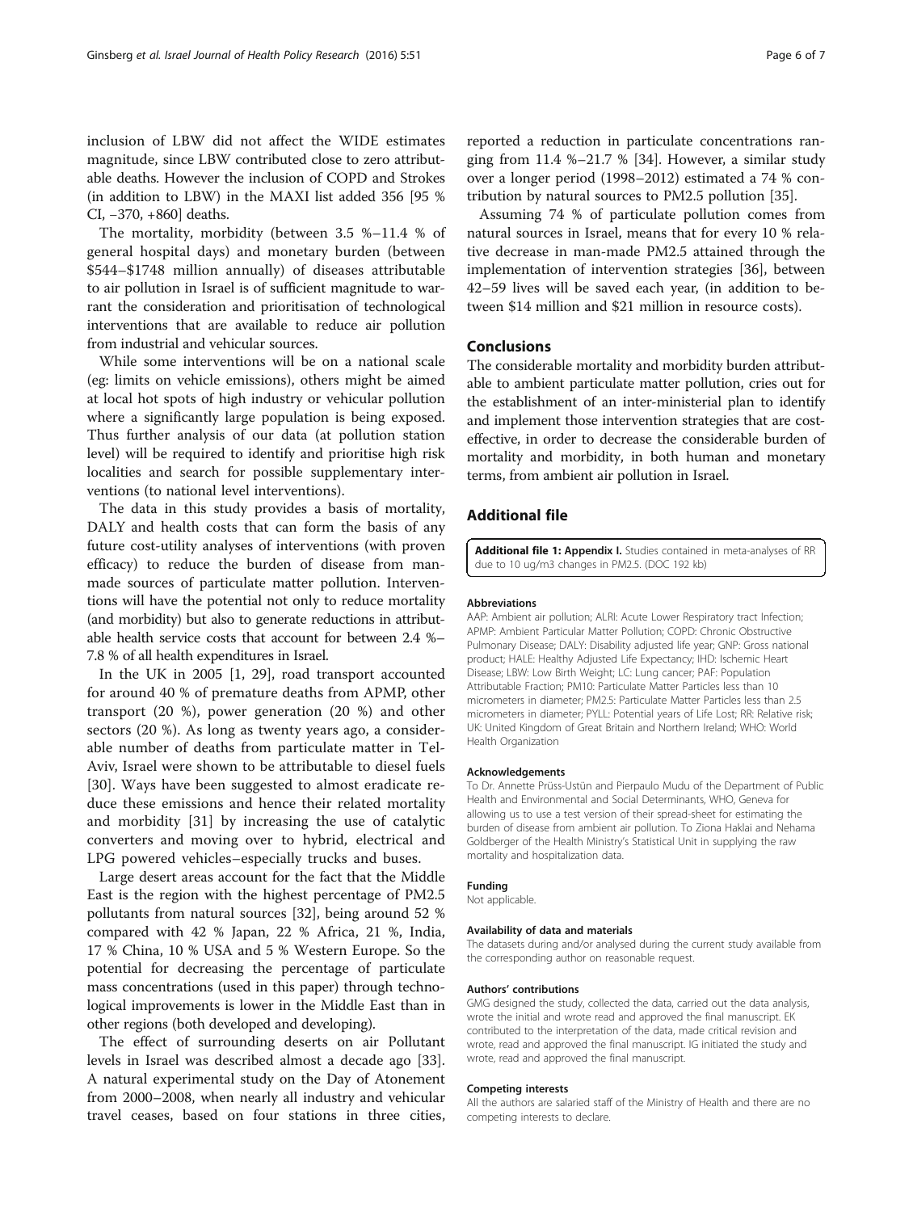inclusion of LBW did not affect the WIDE estimates magnitude, since LBW contributed close to zero attributable deaths. However the inclusion of COPD and Strokes (in addition to LBW) in the MAXI list added 356 [95 % CI, −370, +860] deaths.

The mortality, morbidity (between 3.5 %–11.4 % of general hospital days) and monetary burden (between \$544–\$1748 million annually) of diseases attributable to air pollution in Israel is of sufficient magnitude to warrant the consideration and prioritisation of technological interventions that are available to reduce air pollution from industrial and vehicular sources.

While some interventions will be on a national scale (eg: limits on vehicle emissions), others might be aimed at local hot spots of high industry or vehicular pollution where a significantly large population is being exposed. Thus further analysis of our data (at pollution station level) will be required to identify and prioritise high risk localities and search for possible supplementary interventions (to national level interventions).

The data in this study provides a basis of mortality, DALY and health costs that can form the basis of any future cost-utility analyses of interventions (with proven efficacy) to reduce the burden of disease from man-made sources of particulate matter pollution. Interventions will have the potential not only to reduce mortality (and morbidity) but also to generate reductions in attributable health service costs that account for between 2.4 %–7.8 % of all health expenditures in Israel.

In the UK in 2005 [1, 29], road transport accounted for around 40 % of premature deaths from APMP, other transport (20 %), power generation (20 %) and other sectors (20 %). As long as twenty years ago, a considerable number of deaths from particulate matter in Tel-Aviv, Israel were shown to be attributable to diesel fuels [30]. Ways have been suggested to almost eradicate reduce these emissions and hence their related mortality and morbidity [31] by increasing the use of catalytic converters and moving over to hybrid, electrical and LPG powered vehicles–especially trucks and buses.

Large desert areas account for the fact that the Middle East is the region with the highest percentage of PM2.5 pollutants from natural sources [32], being around 52 % compared with 42 % Japan, 22 % Africa, 21 %, India, 17 % China, 10 % USA and 5 % Western Europe. So the potential for decreasing the percentage of particulate mass concentrations (used in this paper) through technological improvements is lower in the Middle East than in other regions (both developed and developing).

The effect of surrounding deserts on air Pollutant levels in Israel was described almost a decade ago [33]. A natural experimental study on the Day of Atonement from 2000–2008, when nearly all industry and vehicular travel ceases, based on four stations in three cities, reported a reduction in particulate concentrations ranging from 11.4 %–21.7 % [34]. However, a similar study over a longer period (1998–2012) estimated a 74 % contribution by natural sources to PM2.5 pollution [35].

Assuming 74 % of particulate pollution comes from natural sources in Israel, means that for every 10 % relative decrease in man-made PM2.5 attained through the implementation of intervention strategies [36], between 42–59 lives will be saved each year, (in addition to between \$14 million and \$21 million in resource costs).

## Conclusions

The considerable mortality and morbidity burden attributable to ambient particulate matter pollution, cries out for the establishment of an inter-ministerial plan to identify and implement those intervention strategies that are cost-effective, in order to decrease the considerable burden of mortality and morbidity, in both human and monetary terms, from ambient air pollution in Israel.

## Additional file

**Additional file 1: Appendix I.** Studies contained in meta-analyses of RR due to 10 ug/m3 changes in PM2.5. (DOC 192 kb)

#### Abbreviations

AAP: Ambient air pollution; ALRI: Acute Lower Respiratory tract Infection; APMP: Ambient Particular Matter Pollution; COPD: Chronic Obstructive Pulmonary Disease; DALY: Disability adjusted life year; GNP: Gross national product; HALE: Healthy Adjusted Life Expectancy; IHD: Ischemic Heart Disease; LBW: Low Birth Weight; LC: Lung cancer; PAF: Population Attributable Fraction; PM10: Particulate Matter Particles less than 10 micrometers in diameter; PM2.5: Particulate Matter Particles less than 2.5 micrometers in diameter; PYLL: Potential years of Life Lost; RR: Relative risk; UK: United Kingdom of Great Britain and Northern Ireland; WHO: World Health Organization

#### Acknowledgements

To Dr. Annette Prüss-Ustün and Pierpaulo Mudu of the Department of Public Health and Environmental and Social Determinants, WHO, Geneva for allowing us to use a test version of their spread-sheet for estimating the burden of disease from ambient air pollution. To Ziona Haklai and Nehama Goldberger of the Health Ministry's Statistical Unit in supplying the raw mortality and hospitalization data.

#### Funding

Not applicable.

#### Availability of data and materials

The datasets during and/or analysed during the current study available from the corresponding author on reasonable request.

#### Authors' contributions

GMG designed the study, collected the data, carried out the data analysis, wrote the initial and wrote read and approved the final manuscript. EK contributed to the interpretation of the data, made critical revision and wrote, read and approved the final manuscript. IG initiated the study and wrote, read and approved the final manuscript.

#### Competing interests

All the authors are salaried staff of the Ministry of Health and there are no competing interests to declare.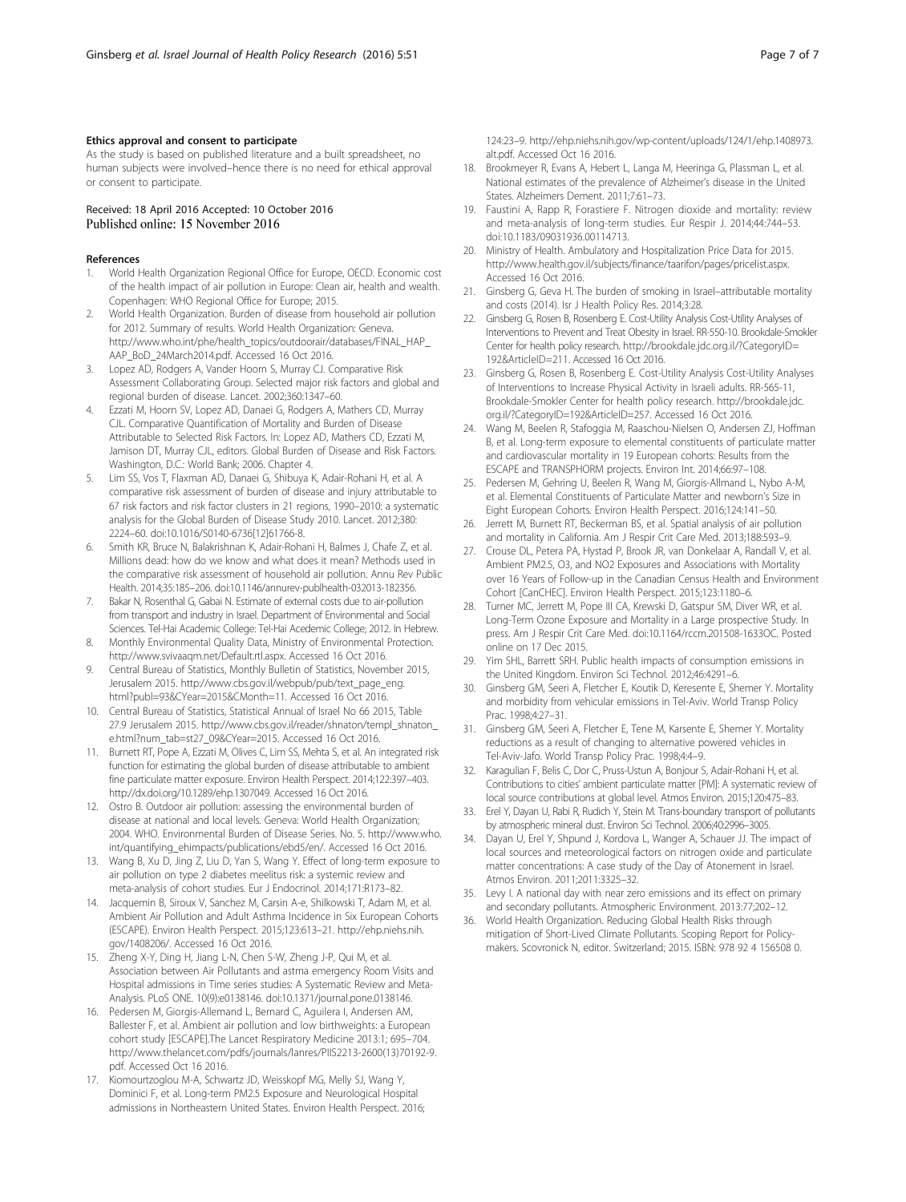#### Ethics approval and consent to participate

As the study is based on published literature and a built spreadsheet, no human subjects were involved–hence there is no need for ethical approval or consent to participate.

Received: 18 April 2016 Accepted: 10 October 2016
Published online: 15 November 2016

#### References

1. World Health Organization Regional Office for Europe, OECD. Economic cost of the health impact of air pollution in Europe: Clean air, health and wealth. Copenhagen: WHO Regional Office for Europe; 2015.
2. World Health Organization. Burden of disease from household air pollution for 2012. Summary of results. World Health Organization: Geneva. http://www.who.int/phe/health_topics/outdoorair/databases/FINAL_HAP_AAP_BoD_24March2014.pdf. Accessed 16 Oct 2016.
3. Lopez AD, Rodgers A, Vander Hoorn S, Murray CJ. Comparative Risk Assessment Collaborating Group. Selected major risk factors and global and regional burden of disease. Lancet. 2002;360:1347–60.
4. Ezzati M, Hoorn SV, Lopez AD, Danaei G, Rodgers A, Mathers CD, Murray CJL. Comparative Quantification of Mortality and Burden of Disease Attributable to Selected Risk Factors. In: Lopez AD, Mathers CD, Ezzati M, Jamison DT, Murray CJL, editors. Global Burden of Disease and Risk Factors. Washington, D.C.: World Bank; 2006. Chapter 4.
5. Lim SS, Vos T, Flaxman AD, Danaei G, Shibuya K, Adair-Rohani H, et al. A comparative risk assessment of burden of disease and injury attributable to 67 risk factors and risk factor clusters in 21 regions, 1990–2010: a systematic analysis for the Global Burden of Disease Study 2010. Lancet. 2012;380: 2224–60. doi:10.1016/S0140-6736[12]61766-8.
6. Smith KR, Bruce N, Balakrishnan K, Adair-Rohani H, Balmes J, Chafe Z, et al. Millions dead: how do we know and what does it mean? Methods used in the comparative risk assessment of household air pollution. Annu Rev Public Health. 2014;35:185–206. doi:10.1146/annurev-publhealth-032013-182356.
7. Bakar N, Rosenthal G, Gabai N. Estimate of external costs due to air-pollution from transport and industry in Israel. Department of Environmental and Social Sciences. Tel-Hai Academic College: Tel-Hai Acedemic College; 2012. In Hebrew.
8. Monthly Environmental Quality Data, Ministry of Environmental Protection. http://www.svivaaqm.net/Default.rtl.aspx. Accessed 16 Oct 2016.
9. Central Bureau of Statistics, Monthly Bulletin of Statistics, November 2015, Jerusalem 2015. http://www.cbs.gov.il/webpub/pub/text_page_eng.html?publ=93&CYear=2015&CMonth=11. Accessed 16 Oct 2016.
10. Central Bureau of Statistics, Statistical Annual of Israel No 66 2015, Table 27.9 Jerusalem 2015. http://www.cbs.gov.il/reader/shnaton/templ_shnaton_e.html?num_tab=st27_09&CYear=2015. Accessed 16 Oct 2016.
11. Burnett RT, Pope A, Ezzati M, Olives C, Lim SS, Mehta S, et al. An integrated risk function for estimating the global burden of disease attributable to ambient fine particulate matter exposure. Environ Health Perspect. 2014;122:397–403. http://dx.doi.org/10.1289/ehp.1307049. Accessed 16 Oct 2016.
12. Ostro B. Outdoor air pollution: assessing the environmental burden of disease at national and local levels. Geneva: World Health Organization; 2004. WHO. Environmental Burden of Disease Series. No. 5. http://www.who.int/quantifying_ehimpacts/publications/ebd5/en/. Accessed 16 Oct 2016.
13. Wang B, Xu D, Jing Z, Liu D, Yan S, Wang Y. Effect of long-term exposure to air pollution on type 2 diabetes meelitus risk: a systemic review and meta-analysis of cohort studies. Eur J Endocrinol. 2014;171:R173–82.
14. Jacquemin B, Siroux V, Sanchez M, Carsin A-e, Shilkowski T, Adam M, et al. Ambient Air Pollution and Adult Asthma Incidence in Six European Cohorts (ESCAPE). Environ Health Perspect. 2015;123:613–21. http://ehp.niehs.nih.gov/1408206/. Accessed 16 Oct 2016.
15. Zheng X-Y, Ding H, Jiang L-N, Chen S-W, Zheng J-P, Qui M, et al. Association between Air Pollutants and astma emergency Room Visits and Hospital admissions in Time series studies: A Systematic Review and Meta-Analysis. PLoS ONE. 10(9):e0138146. doi:10.1371/journal.pone.0138146.
16. Pedersen M, Giorgis-Allemand L, Bernard C, Aguilera I, Andersen AM, Ballester F, et al. Ambient air pollution and low birthweights: a European cohort study [ESCAPE].The Lancet Respiratory Medicine 2013:1; 695–704. http://www.thelancet.com/pdfs/journals/lanres/PIIS2213-2600(13)70192-9.pdf. Accessed Oct 16 2016.
17. Kiomourtzoglou M-A, Schwartz JD, Weisskopf MG, Melly SJ, Wang Y, Dominici F, et al. Long-term PM2.5 Exposure and Neurological Hospital admissions in Northeastern United States. Environ Health Perspect. 2016; 124:23–9. http://ehp.niehs.nih.gov/wp-content/uploads/124/1/ehp.1408973.alt.pdf. Accessed Oct 16 2016.
18. Brookmeyer R, Evans A, Hebert L, Langa M, Heeringa G, Plassman L, et al. National estimates of the prevalence of Alzheimer's disease in the United States. Alzheimers Dement. 2011;7:61–73.
19. Faustini A, Rapp R, Forastiere F. Nitrogen dioxide and mortality: review and meta-analysis of long-term studies. Eur Respir J. 2014;44:744–53. doi:10.1183/09031936.00114713.
20. Ministry of Health. Ambulatory and Hospitalization Price Data for 2015. http://www.health.gov.il/subjects/finance/taarifon/pages/pricelist.aspx. Accessed 16 Oct 2016.
21. Ginsberg G, Geva H. The burden of smoking in Israel–attributable mortality and costs (2014). Isr J Health Policy Res. 2014;3:28.
22. Ginsberg G, Rosen B, Rosenberg E. Cost-Utility Analysis Cost-Utility Analyses of Interventions to Prevent and Treat Obesity in Israel. RR-550-10. Brookdale-Smokler Center for health policy research. http://brookdale.jdc.org.il/?CategoryID=192&ArticleID=211. Accessed 16 Oct 2016.
23. Ginsberg G, Rosen B, Rosenberg E. Cost-Utility Analysis Cost-Utility Analyses of Interventions to Increase Physical Activity in Israeli adults. RR-565-11, Brookdale-Smokler Center for health policy research. http://brookdale.jdc.org.il/?CategoryID=192&ArticleID=257. Accessed 16 Oct 2016.
24. Wang M, Beelen R, Stafoggia M, Raaschou-Nielsen O, Andersen ZJ, Hoffman B, et al. Long-term exposure to elemental constituents of particulate matter and cardiovascular mortality in 19 European cohorts: Results from the ESCAPE and TRANSPHORM projects. Environ Int. 2014;66:97–108.
25. Pedersen M, Gehring U, Beelen R, Wang M, Giorgis-Allmand L, Nybo A-M, et al. Elemental Constituents of Particulate Matter and newborn's Size in Eight European Cohorts. Environ Health Perspect. 2016;124:141–50.
26. Jerrett M, Burnett RT, Beckerman BS, et al. Spatial analysis of air pollution and mortality in California. Am J Respir Crit Care Med. 2013;188:593–9.
27. Crouse DL, Petera PA, Hystad P, Brook JR, van Donkelaar A, Randall V, et al. Ambient PM2.5, O3, and NO2 Exposures and Associations with Mortality over 16 Years of Follow-up in the Canadian Census Health and Environment Cohort [CanCHEC]. Environ Health Perspect. 2015;123:1180–6.
28. Turner MC, Jerrett M, Pope III CA, Krewski D, Gatspur SM, Diver WR, et al. Long-Term Ozone Exposure and Mortality in a Large prospective Study. In press. Am J Respir Crit Care Med. doi:10.1164/rccm.201508-1633OC. Posted online on 17 Dec 2015.
29. Yim SHL, Barrett SRH. Public health impacts of consumption emissions in the United Kingdom. Environ Sci Technol. 2012;46:4291–6.
30. Ginsberg GM, Seeri A, Fletcher E, Koutik D, Keresente E, Shemer Y. Mortality and morbidity from vehicular emissions in Tel-Aviv. World Transp Policy Prac. 1998;4:27–31.
31. Ginsberg GM, Seeri A, Fletcher E, Tene M, Karsente E, Shemer Y. Mortality reductions as a result of changing to alternative powered vehicles in Tel-Aviv-Jafo. World Transp Policy Prac. 1998;4:4–9.
32. Karagulian F, Belis C, Dor C, Pruss-Ustun A, Bonjour S, Adair-Rohani H, et al. Contributions to cities' ambient particulate matter [PM]: A systematic review of local source contributions at global level. Atmos Environ. 2015;120:475–83.
33. Erel Y, Dayan U, Rabi R, Rudich Y, Stein M. Trans-boundary transport of pollutants by atmospheric mineral dust. Environ Sci Technol. 2006;40:2996–3005.
34. Dayan U, Erel Y, Shpund J, Kordova L, Wanger A, Schauer JJ. The impact of local sources and meteorological factors on nitrogen oxide and particulate matter concentrations: A case study of the Day of Atonement in Israel. Atmos Environ. 2011;2011:3325–32.
35. Levy I. A national day with near zero emissions and its effect on primary and secondary pollutants. Atmospheric Environment. 2013:77;202–12.
36. World Health Organization. Reducing Global Health Risks through mitigation of Short-Lived Climate Pollutants. Scoping Report for Policy-makers. Scovronick N, editor. Switzerland; 2015. ISBN: 978 92 4 156508 0.